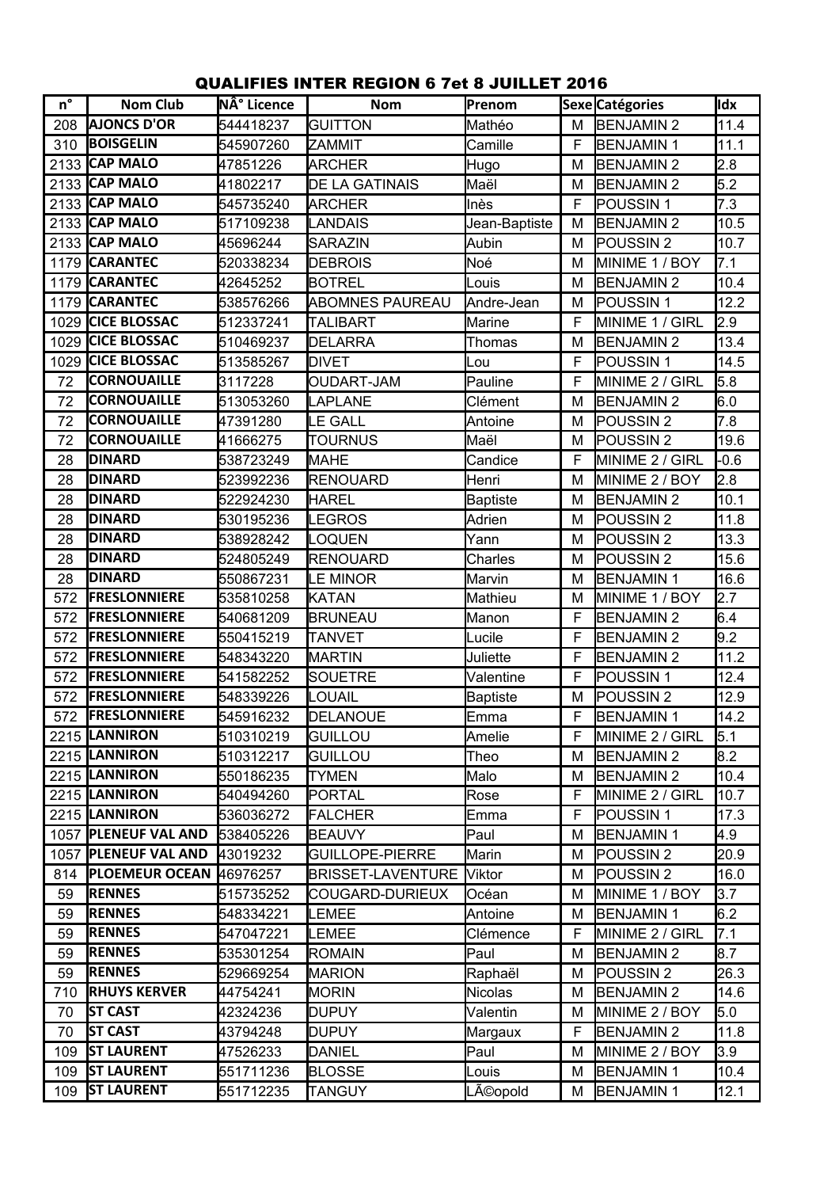# QUALIFIES INTER REGION 6 7et 8 JUILLET 2016

| n° | Nom Club | NÂ° Licence | Nom | Prenom | Sexe | Catégories | Idx |
|---|---|---|---|---|---|---|---|
| 208 | AJONCS D'OR | 544418237 | GUITTON | Mathéo | M | BENJAMIN 2 | 11.4 |
| 310 | BOISGELIN | 545907260 | ZAMMIT | Camille | F | BENJAMIN 1 | 11.1 |
| 2133 | CAP MALO | 47851226 | ARCHER | Hugo | M | BENJAMIN 2 | 2.8 |
| 2133 | CAP MALO | 41802217 | DE LA GATINAIS | Maël | M | BENJAMIN 2 | 5.2 |
| 2133 | CAP MALO | 545735240 | ARCHER | Inès | F | POUSSIN 1 | 7.3 |
| 2133 | CAP MALO | 517109238 | LANDAIS | Jean-Baptiste | M | BENJAMIN 2 | 10.5 |
| 2133 | CAP MALO | 45696244 | SARAZIN | Aubin | M | POUSSIN 2 | 10.7 |
| 1179 | CARANTEC | 520338234 | DEBROIS | Noé | M | MINIME 1 / BOY | 7.1 |
| 1179 | CARANTEC | 42645252 | BOTREL | Louis | M | BENJAMIN 2 | 10.4 |
| 1179 | CARANTEC | 538576266 | ABOMNES PAUREAU | Andre-Jean | M | POUSSIN 1 | 12.2 |
| 1029 | CICE BLOSSAC | 512337241 | TALIBART | Marine | F | MINIME 1 / GIRL | 2.9 |
| 1029 | CICE BLOSSAC | 510469237 | DELARRA | Thomas | M | BENJAMIN 2 | 13.4 |
| 1029 | CICE BLOSSAC | 513585267 | DIVET | Lou | F | POUSSIN 1 | 14.5 |
| 72 | CORNOUAILLE | 3117228 | OUDART-JAM | Pauline | F | MINIME 2 / GIRL | 5.8 |
| 72 | CORNOUAILLE | 513053260 | LAPLANE | Clément | M | BENJAMIN 2 | 6.0 |
| 72 | CORNOUAILLE | 47391280 | LE GALL | Antoine | M | POUSSIN 2 | 7.8 |
| 72 | CORNOUAILLE | 41666275 | TOURNUS | Maël | M | POUSSIN 2 | 19.6 |
| 28 | DINARD | 538723249 | MAHE | Candice | F | MINIME 2 / GIRL | -0.6 |
| 28 | DINARD | 523992236 | RENOUARD | Henri | M | MINIME 2 / BOY | 2.8 |
| 28 | DINARD | 522924230 | HAREL | Baptiste | M | BENJAMIN 2 | 10.1 |
| 28 | DINARD | 530195236 | LEGROS | Adrien | M | POUSSIN 2 | 11.8 |
| 28 | DINARD | 538928242 | LOQUEN | Yann | M | POUSSIN 2 | 13.3 |
| 28 | DINARD | 524805249 | RENOUARD | Charles | M | POUSSIN 2 | 15.6 |
| 28 | DINARD | 550867231 | LE MINOR | Marvin | M | BENJAMIN 1 | 16.6 |
| 572 | FRESLONNIERE | 535810258 | KATAN | Mathieu | M | MINIME 1 / BOY | 2.7 |
| 572 | FRESLONNIERE | 540681209 | BRUNEAU | Manon | F | BENJAMIN 2 | 6.4 |
| 572 | FRESLONNIERE | 550415219 | TANVET | Lucile | F | BENJAMIN 2 | 9.2 |
| 572 | FRESLONNIERE | 548343220 | MARTIN | Juliette | F | BENJAMIN 2 | 11.2 |
| 572 | FRESLONNIERE | 541582252 | SOUETRE | Valentine | F | POUSSIN 1 | 12.4 |
| 572 | FRESLONNIERE | 548339226 | LOUAIL | Baptiste | M | POUSSIN 2 | 12.9 |
| 572 | FRESLONNIERE | 545916232 | DELANOUE | Emma | F | BENJAMIN 1 | 14.2 |
| 2215 | LANNIRON | 510310219 | GUILLOU | Amelie | F | MINIME 2 / GIRL | 5.1 |
| 2215 | LANNIRON | 510312217 | GUILLOU | Theo | M | BENJAMIN 2 | 8.2 |
| 2215 | LANNIRON | 550186235 | TYMEN | Malo | M | BENJAMIN 2 | 10.4 |
| 2215 | LANNIRON | 540494260 | PORTAL | Rose | F | MINIME 2 / GIRL | 10.7 |
| 2215 | LANNIRON | 536036272 | FALCHER | Emma | F | POUSSIN 1 | 17.3 |
| 1057 | PLENEUF VAL AND | 538405226 | BEAUVY | Paul | M | BENJAMIN 1 | 4.9 |
| 1057 | PLENEUF VAL AND | 43019232 | GUILLOPE-PIERRE | Marin | M | POUSSIN 2 | 20.9 |
| 814 | PLOEMEUR OCEAN | 46976257 | BRISSET-LAVENTURE | Viktor | M | POUSSIN 2 | 16.0 |
| 59 | RENNES | 515735252 | COUGARD-DURIEUX | Océan | M | MINIME 1 / BOY | 3.7 |
| 59 | RENNES | 548334221 | LEMEE | Antoine | M | BENJAMIN 1 | 6.2 |
| 59 | RENNES | 547047221 | LEMEE | Clémence | F | MINIME 2 / GIRL | 7.1 |
| 59 | RENNES | 535301254 | ROMAIN | Paul | M | BENJAMIN 2 | 8.7 |
| 59 | RENNES | 529669254 | MARION | Raphaël | M | POUSSIN 2 | 26.3 |
| 710 | RHUYS KERVER | 44754241 | MORIN | Nicolas | M | BENJAMIN 2 | 14.6 |
| 70 | ST CAST | 42324236 | DUPUY | Valentin | M | MINIME 2 / BOY | 5.0 |
| 70 | ST CAST | 43794248 | DUPUY | Margaux | F | BENJAMIN 2 | 11.8 |
| 109 | ST LAURENT | 47526233 | DANIEL | Paul | M | MINIME 2 / BOY | 3.9 |
| 109 | ST LAURENT | 551711236 | BLOSSE | Louis | M | BENJAMIN 1 | 10.4 |
| 109 | ST LAURENT | 551712235 | TANGUY | LÃ©opold | M | BENJAMIN 1 | 12.1 |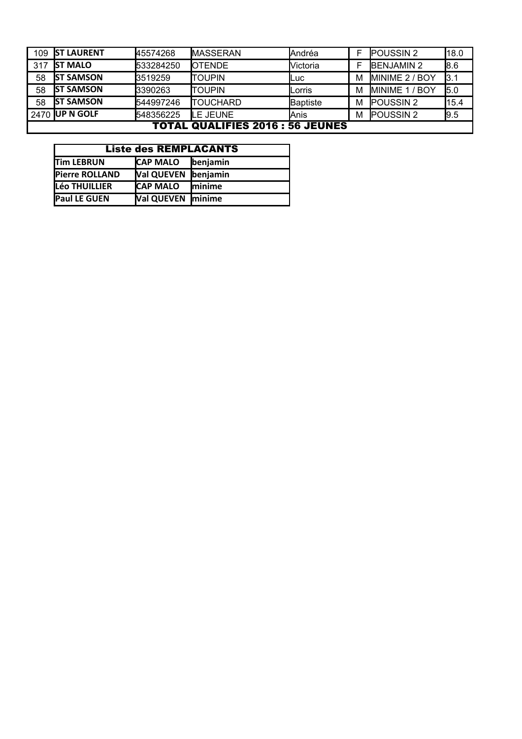| | | | | | | | |
|---|---|---|---|---|---|---|---|
| 109 | ST LAURENT | 45574268 | MASSERAN | Andréa | F | POUSSIN 2 | 18.0 |
| 317 | ST MALO | 533284250 | OTENDE | Victoria | F | BENJAMIN 2 | 8.6 |
| 58 | ST SAMSON | 3519259 | TOUPIN | Luc | M | MINIME 2 / BOY | 3.1 |
| 58 | ST SAMSON | 3390263 | TOUPIN | Lorris | M | MINIME 1 / BOY | 5.0 |
| 58 | ST SAMSON | 544997246 | TOUCHARD | Baptiste | M | POUSSIN 2 | 15.4 |
| 2470 | UP N GOLF | 548356225 | LE JEUNE | Anis | M | POUSSIN 2 | 9.5 |
| **TOTAL QUALIFIES 2016 : 56 JEUNES** | | | | | | | |

| Liste des REMPLACANTS | | |
|---|---|---|
| **Tim LEBRUN** | **CAP MALO** | **benjamin** |
| **Pierre ROLLAND** | **Val QUEVEN** | **benjamin** |
| **Léo THUILLIER** | **CAP MALO** | **minime** |
| **Paul LE GUEN** | **Val QUEVEN** | **minime** |